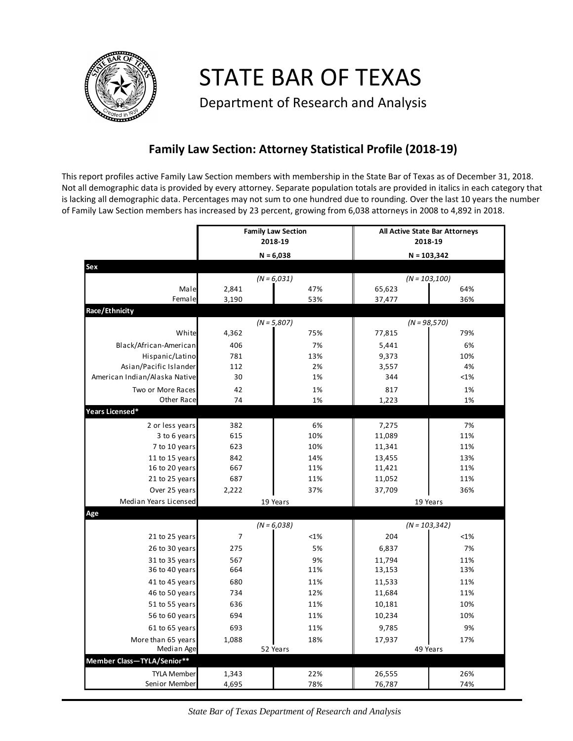# STATE BAR OF TEXAS

Department of Research and Analysis

## Family Law Section: Attorney Statistical Profile (2018-19)

This report profiles active Family Law Section members with membership in the State Bar of Texas as of December 31, 2018. Not all demographic data is provided by every attorney. Separate population totals are provided in italics in each category that is lacking all demographic data. Percentages may not sum to one hundred due to rounding. Over the last 10 years the number of Family Law Section members has increased by 23 percent, growing from 6,038 attorneys in 2008 to 4,892 in 2018.

| | Family Law Section 2018-19 | | All Active State Bar Attorneys 2018-19 | |
|---|---|---|---|---|
| | N = 6,038 | | N = 103,342 | |
| **Sex** | | | | |
| | *(N = 6,031)* | | *(N = 103,100)* | |
| Male | 2,841 | 47% | 65,623 | 64% |
| Female | 3,190 | 53% | 37,477 | 36% |
| **Race/Ethnicity** | | | | |
| | *(N = 5,807)* | | *(N = 98,570)* | |
| White | 4,362 | 75% | 77,815 | 79% |
| Black/African-American | 406 | 7% | 5,441 | 6% |
| Hispanic/Latino | 781 | 13% | 9,373 | 10% |
| Asian/Pacific Islander | 112 | 2% | 3,557 | 4% |
| American Indian/Alaska Native | 30 | 1% | 344 | <1% |
| Two or More Races | 42 | 1% | 817 | 1% |
| Other Race | 74 | 1% | 1,223 | 1% |
| **Years Licensed*** | | | | |
| 2 or less years | 382 | 6% | 7,275 | 7% |
| 3 to 6 years | 615 | 10% | 11,089 | 11% |
| 7 to 10 years | 623 | 10% | 11,341 | 11% |
| 11 to 15 years | 842 | 14% | 13,455 | 13% |
| 16 to 20 years | 667 | 11% | 11,421 | 11% |
| 21 to 25 years | 687 | 11% | 11,052 | 11% |
| Over 25 years | 2,222 | 37% | 37,709 | 36% |
| Median Years Licensed | 19 Years | | 19 Years | |
| **Age** | | | | |
| | *(N = 6,038)* | | *(N = 103,342)* | |
| 21 to 25 years | 7 | <1% | 204 | <1% |
| 26 to 30 years | 275 | 5% | 6,837 | 7% |
| 31 to 35 years | 567 | 9% | 11,794 | 11% |
| 36 to 40 years | 664 | 11% | 13,153 | 13% |
| 41 to 45 years | 680 | 11% | 11,533 | 11% |
| 46 to 50 years | 734 | 12% | 11,684 | 11% |
| 51 to 55 years | 636 | 11% | 10,181 | 10% |
| 56 to 60 years | 694 | 11% | 10,234 | 10% |
| 61 to 65 years | 693 | 11% | 9,785 | 9% |
| More than 65 years | 1,088 | 18% | 17,937 | 17% |
| Median Age | 52 Years | | 49 Years | |
| **Member Class—TYLA/Senior**** | | | | |
| TYLA Member | 1,343 | 22% | 26,555 | 26% |
| Senior Member | 4,695 | 78% | 76,787 | 74% |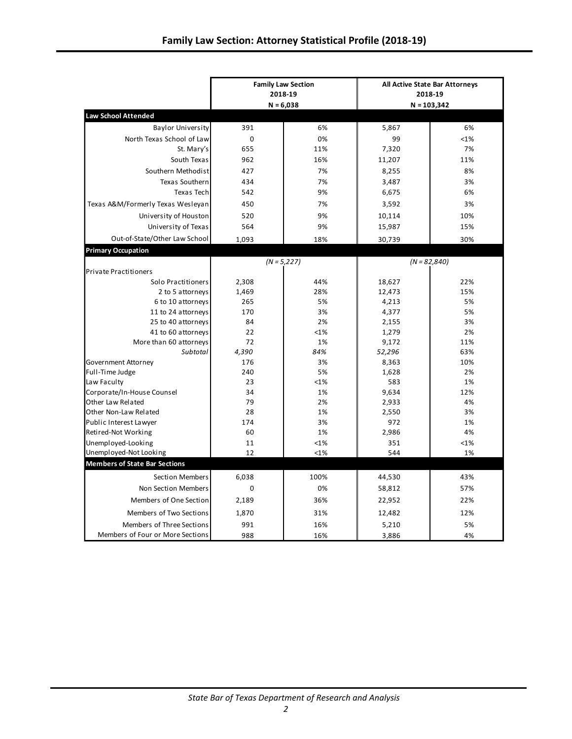## Family Law Section: Attorney Statistical Profile (2018-19)

| | Family Law Section 2018-19 N = 6,038 | | All Active State Bar Attorneys 2018-19 N = 103,342 | |
|---|---|---|---|---|
| **Law School Attended** | | | | |
| Baylor University | 391 | 6% | 5,867 | 6% |
| North Texas School of Law | 0 | 0% | 99 | <1% |
| St. Mary's | 655 | 11% | 7,320 | 7% |
| South Texas | 962 | 16% | 11,207 | 11% |
| Southern Methodist | 427 | 7% | 8,255 | 8% |
| Texas Southern | 434 | 7% | 3,487 | 3% |
| Texas Tech | 542 | 9% | 6,675 | 6% |
| Texas A&M/Formerly Texas Wesleyan | 450 | 7% | 3,592 | 3% |
| University of Houston | 520 | 9% | 10,114 | 10% |
| University of Texas | 564 | 9% | 15,987 | 15% |
| Out-of-State/Other Law School | 1,093 | 18% | 30,739 | 30% |
| **Primary Occupation** | | | | |
| | *(N = 5,227)* | | *(N = 82,840)* | |
| Private Practitioners | | | | |
| Solo Practitioners | 2,308 | 44% | 18,627 | 22% |
| 2 to 5 attorneys | 1,469 | 28% | 12,473 | 15% |
| 6 to 10 attorneys | 265 | 5% | 4,213 | 5% |
| 11 to 24 attorneys | 170 | 3% | 4,377 | 5% |
| 25 to 40 attorneys | 84 | 2% | 2,155 | 3% |
| 41 to 60 attorneys | 22 | <1% | 1,279 | 2% |
| More than 60 attorneys | 72 | 1% | 9,172 | 11% |
| *Subtotal* | *4,390* | *84%* | *52,296* | 63% |
| Government Attorney | 176 | 3% | 8,363 | 10% |
| Full-Time Judge | 240 | 5% | 1,628 | 2% |
| Law Faculty | 23 | <1% | 583 | 1% |
| Corporate/In-House Counsel | 34 | 1% | 9,634 | 12% |
| Other Law Related | 79 | 2% | 2,933 | 4% |
| Other Non-Law Related | 28 | 1% | 2,550 | 3% |
| Public Interest Lawyer | 174 | 3% | 972 | 1% |
| Retired-Not Working | 60 | 1% | 2,986 | 4% |
| Unemployed-Looking | 11 | <1% | 351 | <1% |
| Unemployed-Not Looking | 12 | <1% | 544 | 1% |
| **Members of State Bar Sections** | | | | |
| Section Members | 6,038 | 100% | 44,530 | 43% |
| Non Section Members | 0 | 0% | 58,812 | 57% |
| Members of One Section | 2,189 | 36% | 22,952 | 22% |
| Members of Two Sections | 1,870 | 31% | 12,482 | 12% |
| Members of Three Sections | 991 | 16% | 5,210 | 5% |
| Members of Four or More Sections | 988 | 16% | 3,886 | 4% |

*State Bar of Texas Department of Research and Analysis*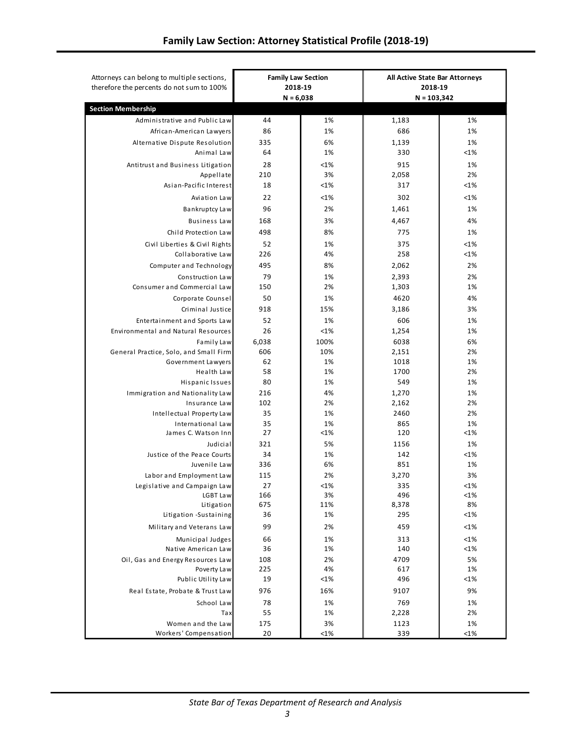## Family Law Section: Attorney Statistical Profile (2018-19)

| Attorneys can belong to multiple sections, therefore the percents do not sum to 100% | Family Law Section 2018-19 N = 6,038 | | All Active State Bar Attorneys 2018-19 N = 103,342 | |
|---|---|---|---|---|
| **Section Membership** | | | | |
| Administrative and Public Law | 44 | 1% | 1,183 | 1% |
| African-American Lawyers | 86 | 1% | 686 | 1% |
| Alternative Dispute Resolution | 335 | 6% | 1,139 | 1% |
| Animal Law | 64 | 1% | 330 | <1% |
| Antitrust and Business Litigation | 28 | <1% | 915 | 1% |
| Appellate | 210 | 3% | 2,058 | 2% |
| Asian-Pacific Interest | 18 | <1% | 317 | <1% |
| Aviation Law | 22 | <1% | 302 | <1% |
| Bankruptcy Law | 96 | 2% | 1,461 | 1% |
| Business Law | 168 | 3% | 4,467 | 4% |
| Child Protection Law | 498 | 8% | 775 | 1% |
| Civil Liberties & Civil Rights | 52 | 1% | 375 | <1% |
| Collaborative Law | 226 | 4% | 258 | <1% |
| Computer and Technology | 495 | 8% | 2,062 | 2% |
| Construction Law | 79 | 1% | 2,393 | 2% |
| Consumer and Commercial Law | 150 | 2% | 1,303 | 1% |
| Corporate Counsel | 50 | 1% | 4620 | 4% |
| Criminal Justice | 918 | 15% | 3,186 | 3% |
| Entertainment and Sports Law | 52 | 1% | 606 | 1% |
| Environmental and Natural Resources | 26 | <1% | 1,254 | 1% |
| Family Law | 6,038 | 100% | 6038 | 6% |
| General Practice, Solo, and Small Firm | 606 | 10% | 2,151 | 2% |
| Government Lawyers | 62 | 1% | 1018 | 1% |
| Health Law | 58 | 1% | 1700 | 2% |
| Hispanic Issues | 80 | 1% | 549 | 1% |
| Immigration and Nationality Law | 216 | 4% | 1,270 | 1% |
| Insurance Law | 102 | 2% | 2,162 | 2% |
| Intellectual Property Law | 35 | 1% | 2460 | 2% |
| International Law | 35 | 1% | 865 | 1% |
| James C. Watson Inn | 27 | <1% | 120 | <1% |
| Judicial | 321 | 5% | 1156 | 1% |
| Justice of the Peace Courts | 34 | 1% | 142 | <1% |
| Juvenile Law | 336 | 6% | 851 | 1% |
| Labor and Employment Law | 115 | 2% | 3,270 | 3% |
| Legislative and Campaign Law | 27 | <1% | 335 | <1% |
| LGBT Law | 166 | 3% | 496 | <1% |
| Litigation | 675 | 11% | 8,378 | 8% |
| Litigation -Sustaining | 36 | 1% | 295 | <1% |
| Military and Veterans Law | 99 | 2% | 459 | <1% |
| Municipal Judges | 66 | 1% | 313 | <1% |
| Native American Law | 36 | 1% | 140 | <1% |
| Oil, Gas and Energy Resources Law | 108 | 2% | 4709 | 5% |
| Poverty Law | 225 | 4% | 617 | 1% |
| Public Utility Law | 19 | <1% | 496 | <1% |
| Real Estate, Probate & Trust Law | 976 | 16% | 9107 | 9% |
| School Law | 78 | 1% | 769 | 1% |
| Tax | 55 | 1% | 2,228 | 2% |
| Women and the Law | 175 | 3% | 1123 | 1% |
| Workers' Compensation | 20 | <1% | 339 | <1% |

*State Bar of Texas Department of Research and Analysis*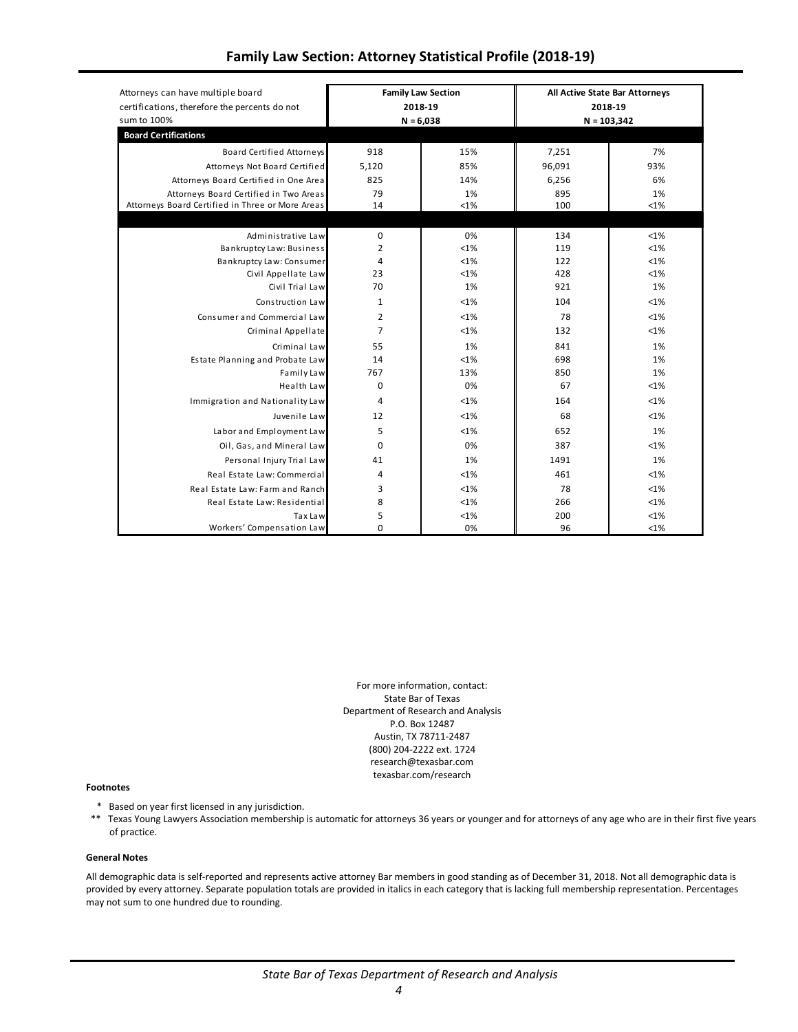## Family Law Section: Attorney Statistical Profile (2018-19)

| Attorneys can have multiple board certifications, therefore the percents do not sum to 100% | Family Law Section 2018-19 N = 6,038 | | All Active State Bar Attorneys 2018-19 N = 103,342 | |
|---|---|---|---|---|
| **Board Certifications** | | | | |
| Board Certified Attorneys | 918 | 15% | 7,251 | 7% |
| Attorneys Not Board Certified | 5,120 | 85% | 96,091 | 93% |
| Attorneys Board Certified in One Area | 825 | 14% | 6,256 | 6% |
| Attorneys Board Certified in Two Areas | 79 | 1% | 895 | 1% |
| Attorneys Board Certified in Three or More Areas | 14 | <1% | 100 | <1% |
| | | | | |
| Administrative Law | 0 | 0% | 134 | <1% |
| Bankruptcy Law: Business | 2 | <1% | 119 | <1% |
| Bankruptcy Law: Consumer | 4 | <1% | 122 | <1% |
| Civil Appellate Law | 23 | <1% | 428 | <1% |
| Civil Trial Law | 70 | 1% | 921 | 1% |
| Construction Law | 1 | <1% | 104 | <1% |
| Consumer and Commercial Law | 2 | <1% | 78 | <1% |
| Criminal Appellate | 7 | <1% | 132 | <1% |
| Criminal Law | 55 | 1% | 841 | 1% |
| Estate Planning and Probate Law | 14 | <1% | 698 | 1% |
| Family Law | 767 | 13% | 850 | 1% |
| Health Law | 0 | 0% | 67 | <1% |
| Immigration and Nationality Law | 4 | <1% | 164 | <1% |
| Juvenile Law | 12 | <1% | 68 | <1% |
| Labor and Employment Law | 5 | <1% | 652 | 1% |
| Oil, Gas, and Mineral Law | 0 | 0% | 387 | <1% |
| Personal Injury Trial Law | 41 | 1% | 1491 | 1% |
| Real Estate Law: Commercial | 4 | <1% | 461 | <1% |
| Real Estate Law: Farm and Ranch | 3 | <1% | 78 | <1% |
| Real Estate Law: Residential | 8 | <1% | 266 | <1% |
| Tax Law | 5 | <1% | 200 | <1% |
| Workers' Compensation Law | 0 | 0% | 96 | <1% |

For more information, contact:
State Bar of Texas
Department of Research and Analysis
P.O. Box 12487
Austin, TX 78711-2487
(800) 204-2222 ext. 1724
research@texasbar.com
texasbar.com/research

**Footnotes**

\* Based on year first licensed in any jurisdiction.

\*\* Texas Young Lawyers Association membership is automatic for attorneys 36 years or younger and for attorneys of any age who are in their first five years of practice.

**General Notes**

All demographic data is self-reported and represents active attorney Bar members in good standing as of December 31, 2018. Not all demographic data is provided by every attorney. Separate population totals are provided in italics in each category that is lacking full membership representation. Percentages may not sum to one hundred due to rounding.